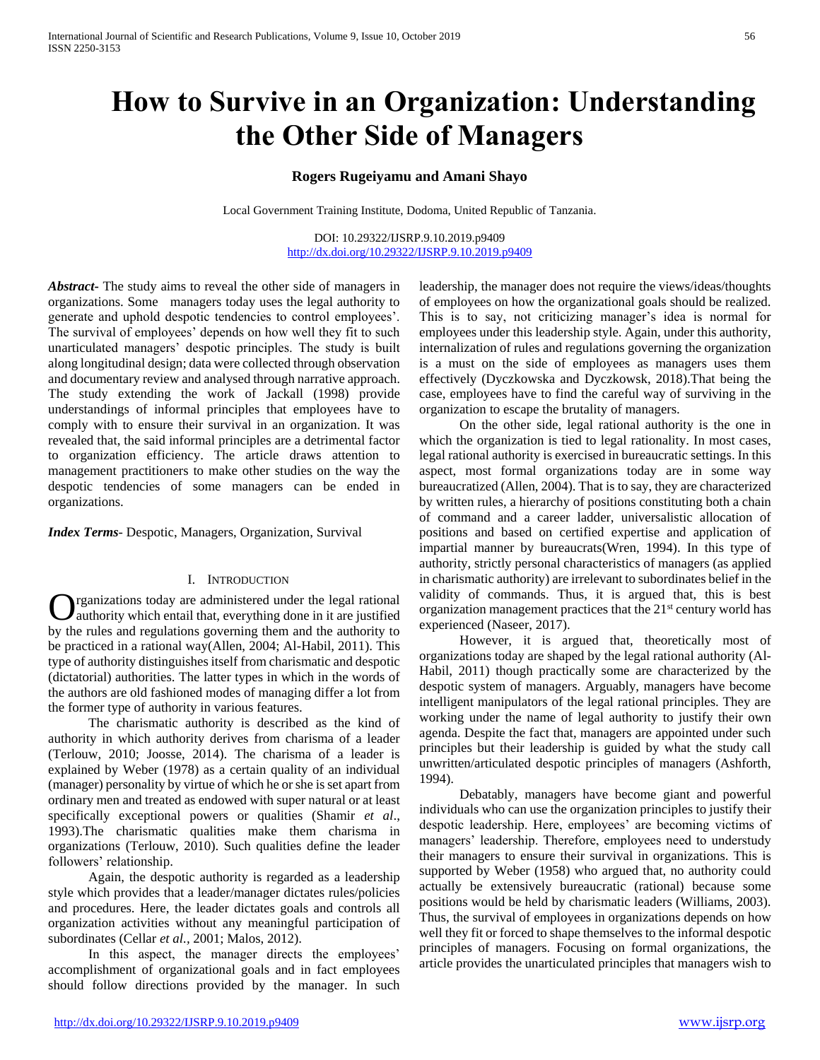# How to Survive in an Organization: Understanding the Other Side of Managers

**Rogers Rugeiyamu and Amani Shayo**

Local Government Training Institute, Dodoma, United Republic of Tanzania.

DOI: 10.29322/IJSRP.9.10.2019.p9409
http://dx.doi.org/10.29322/IJSRP.9.10.2019.p9409

***Abstract***- The study aims to reveal the other side of managers in organizations. Some managers today uses the legal authority to generate and uphold despotic tendencies to control employees'. The survival of employees' depends on how well they fit to such unarticulated managers' despotic principles. The study is built along longitudinal design; data were collected through observation and documentary review and analysed through narrative approach. The study extending the work of Jackall (1998) provide understandings of informal principles that employees have to comply with to ensure their survival in an organization. It was revealed that, the said informal principles are a detrimental factor to organization efficiency. The article draws attention to management practitioners to make other studies on the way the despotic tendencies of some managers can be ended in organizations.

***Index Terms***- Despotic, Managers, Organization, Survival

## I. Introduction

Organizations today are administered under the legal rational authority which entail that, everything done in it are justified by the rules and regulations governing them and the authority to be practiced in a rational way(Allen, 2004; Al-Habil, 2011). This type of authority distinguishes itself from charismatic and despotic (dictatorial) authorities. The latter types in which in the words of the authors are old fashioned modes of managing differ a lot from the former type of authority in various features.

The charismatic authority is described as the kind of authority in which authority derives from charisma of a leader (Terlouw, 2010; Joosse, 2014). The charisma of a leader is explained by Weber (1978) as a certain quality of an individual (manager) personality by virtue of which he or she is set apart from ordinary men and treated as endowed with super natural or at least specifically exceptional powers or qualities (Shamir *et al*., 1993).The charismatic qualities make them charisma in organizations (Terlouw, 2010). Such qualities define the leader followers' relationship.

Again, the despotic authority is regarded as a leadership style which provides that a leader/manager dictates rules/policies and procedures. Here, the leader dictates goals and controls all organization activities without any meaningful participation of subordinates (Cellar *et al.,* 2001; Malos, 2012).

In this aspect, the manager directs the employees' accomplishment of organizational goals and in fact employees should follow directions provided by the manager. In such leadership, the manager does not require the views/ideas/thoughts of employees on how the organizational goals should be realized. This is to say, not criticizing manager's idea is normal for employees under this leadership style. Again, under this authority, internalization of rules and regulations governing the organization is a must on the side of employees as managers uses them effectively (Dyczkowska and Dyczkowsk, 2018).That being the case, employees have to find the careful way of surviving in the organization to escape the brutality of managers.

On the other side, legal rational authority is the one in which the organization is tied to legal rationality. In most cases, legal rational authority is exercised in bureaucratic settings. In this aspect, most formal organizations today are in some way bureaucratized (Allen, 2004). That is to say, they are characterized by written rules, a hierarchy of positions constituting both a chain of command and a career ladder, universalistic allocation of positions and based on certified expertise and application of impartial manner by bureaucrats(Wren, 1994). In this type of authority, strictly personal characteristics of managers (as applied in charismatic authority) are irrelevant to subordinates belief in the validity of commands. Thus, it is argued that, this is best organization management practices that the 21st century world has experienced (Naseer, 2017).

However, it is argued that, theoretically most of organizations today are shaped by the legal rational authority (Al-Habil, 2011) though practically some are characterized by the despotic system of managers. Arguably, managers have become intelligent manipulators of the legal rational principles. They are working under the name of legal authority to justify their own agenda. Despite the fact that, managers are appointed under such principles but their leadership is guided by what the study call unwritten/articulated despotic principles of managers (Ashforth, 1994).

Debatably, managers have become giant and powerful individuals who can use the organization principles to justify their despotic leadership. Here, employees' are becoming victims of managers' leadership. Therefore, employees need to understudy their managers to ensure their survival in organizations. This is supported by Weber (1958) who argued that, no authority could actually be extensively bureaucratic (rational) because some positions would be held by charismatic leaders (Williams, 2003). Thus, the survival of employees in organizations depends on how well they fit or forced to shape themselves to the informal despotic principles of managers. Focusing on formal organizations, the article provides the unarticulated principles that managers wish to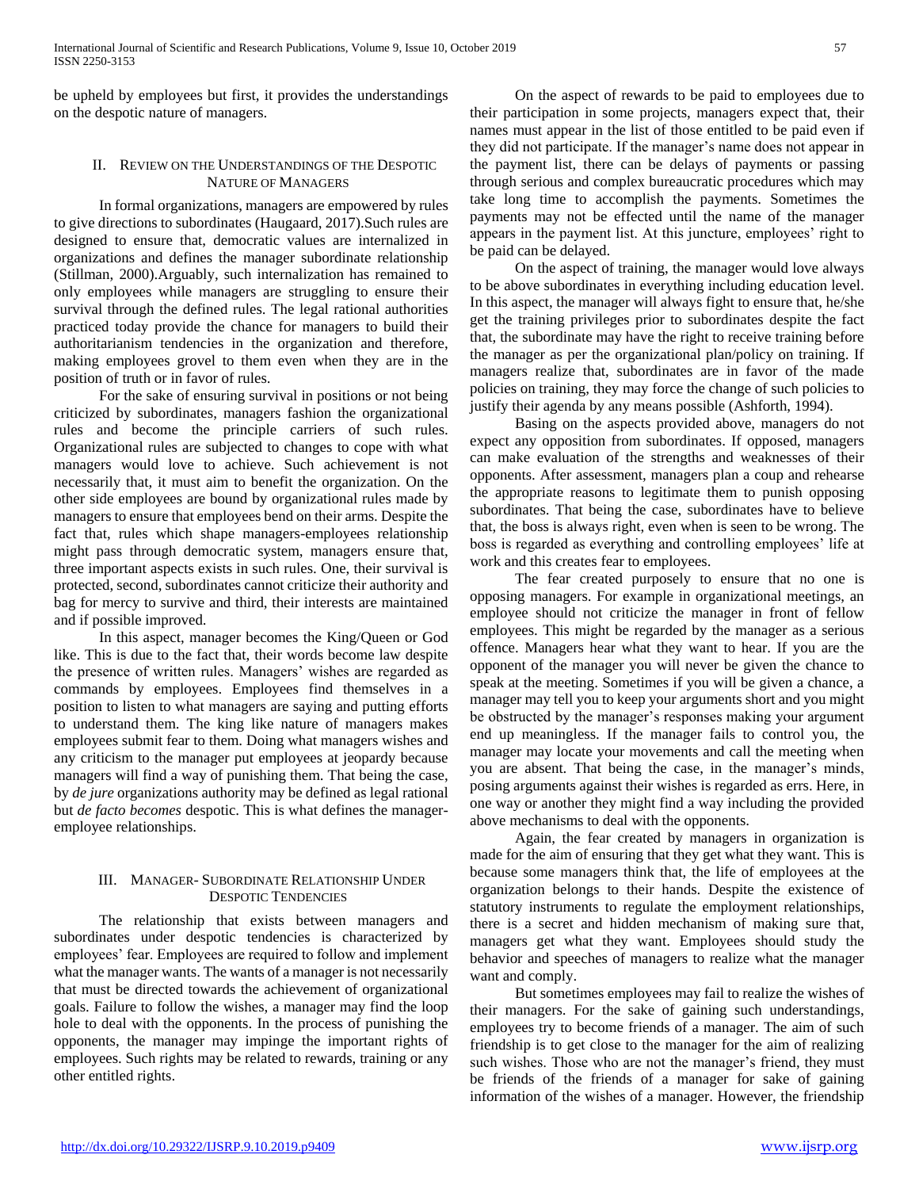be upheld by employees but first, it provides the understandings on the despotic nature of managers.

## II. Review on the Understandings of the Despotic Nature of Managers

In formal organizations, managers are empowered by rules to give directions to subordinates (Haugaard, 2017).Such rules are designed to ensure that, democratic values are internalized in organizations and defines the manager subordinate relationship (Stillman, 2000).Arguably, such internalization has remained to only employees while managers are struggling to ensure their survival through the defined rules. The legal rational authorities practiced today provide the chance for managers to build their authoritarianism tendencies in the organization and therefore, making employees grovel to them even when they are in the position of truth or in favor of rules.

For the sake of ensuring survival in positions or not being criticized by subordinates, managers fashion the organizational rules and become the principle carriers of such rules. Organizational rules are subjected to changes to cope with what managers would love to achieve. Such achievement is not necessarily that, it must aim to benefit the organization. On the other side employees are bound by organizational rules made by managers to ensure that employees bend on their arms. Despite the fact that, rules which shape managers-employees relationship might pass through democratic system, managers ensure that, three important aspects exists in such rules. One, their survival is protected, second, subordinates cannot criticize their authority and bag for mercy to survive and third, their interests are maintained and if possible improved.

In this aspect, manager becomes the King/Queen or God like. This is due to the fact that, their words become law despite the presence of written rules. Managers' wishes are regarded as commands by employees. Employees find themselves in a position to listen to what managers are saying and putting efforts to understand them. The king like nature of managers makes employees submit fear to them. Doing what managers wishes and any criticism to the manager put employees at jeopardy because managers will find a way of punishing them. That being the case, by *de jure* organizations authority may be defined as legal rational but *de facto becomes* despotic. This is what defines the manager-employee relationships.

## III. Manager- Subordinate Relationship Under Despotic Tendencies

The relationship that exists between managers and subordinates under despotic tendencies is characterized by employees' fear. Employees are required to follow and implement what the manager wants. The wants of a manager is not necessarily that must be directed towards the achievement of organizational goals. Failure to follow the wishes, a manager may find the loop hole to deal with the opponents. In the process of punishing the opponents, the manager may impinge the important rights of employees. Such rights may be related to rewards, training or any other entitled rights.

On the aspect of rewards to be paid to employees due to their participation in some projects, managers expect that, their names must appear in the list of those entitled to be paid even if they did not participate. If the manager's name does not appear in the payment list, there can be delays of payments or passing through serious and complex bureaucratic procedures which may take long time to accomplish the payments. Sometimes the payments may not be effected until the name of the manager appears in the payment list. At this juncture, employees' right to be paid can be delayed.

On the aspect of training, the manager would love always to be above subordinates in everything including education level. In this aspect, the manager will always fight to ensure that, he/she get the training privileges prior to subordinates despite the fact that, the subordinate may have the right to receive training before the manager as per the organizational plan/policy on training. If managers realize that, subordinates are in favor of the made policies on training, they may force the change of such policies to justify their agenda by any means possible (Ashforth, 1994).

Basing on the aspects provided above, managers do not expect any opposition from subordinates. If opposed, managers can make evaluation of the strengths and weaknesses of their opponents. After assessment, managers plan a coup and rehearse the appropriate reasons to legitimate them to punish opposing subordinates. That being the case, subordinates have to believe that, the boss is always right, even when is seen to be wrong. The boss is regarded as everything and controlling employees' life at work and this creates fear to employees.

The fear created purposely to ensure that no one is opposing managers. For example in organizational meetings, an employee should not criticize the manager in front of fellow employees. This might be regarded by the manager as a serious offence. Managers hear what they want to hear. If you are the opponent of the manager you will never be given the chance to speak at the meeting. Sometimes if you will be given a chance, a manager may tell you to keep your arguments short and you might be obstructed by the manager's responses making your argument end up meaningless. If the manager fails to control you, the manager may locate your movements and call the meeting when you are absent. That being the case, in the manager's minds, posing arguments against their wishes is regarded as errs. Here, in one way or another they might find a way including the provided above mechanisms to deal with the opponents.

Again, the fear created by managers in organization is made for the aim of ensuring that they get what they want. This is because some managers think that, the life of employees at the organization belongs to their hands. Despite the existence of statutory instruments to regulate the employment relationships, there is a secret and hidden mechanism of making sure that, managers get what they want. Employees should study the behavior and speeches of managers to realize what the manager want and comply.

But sometimes employees may fail to realize the wishes of their managers. For the sake of gaining such understandings, employees try to become friends of a manager. The aim of such friendship is to get close to the manager for the aim of realizing such wishes. Those who are not the manager's friend, they must be friends of the friends of a manager for sake of gaining information of the wishes of a manager. However, the friendship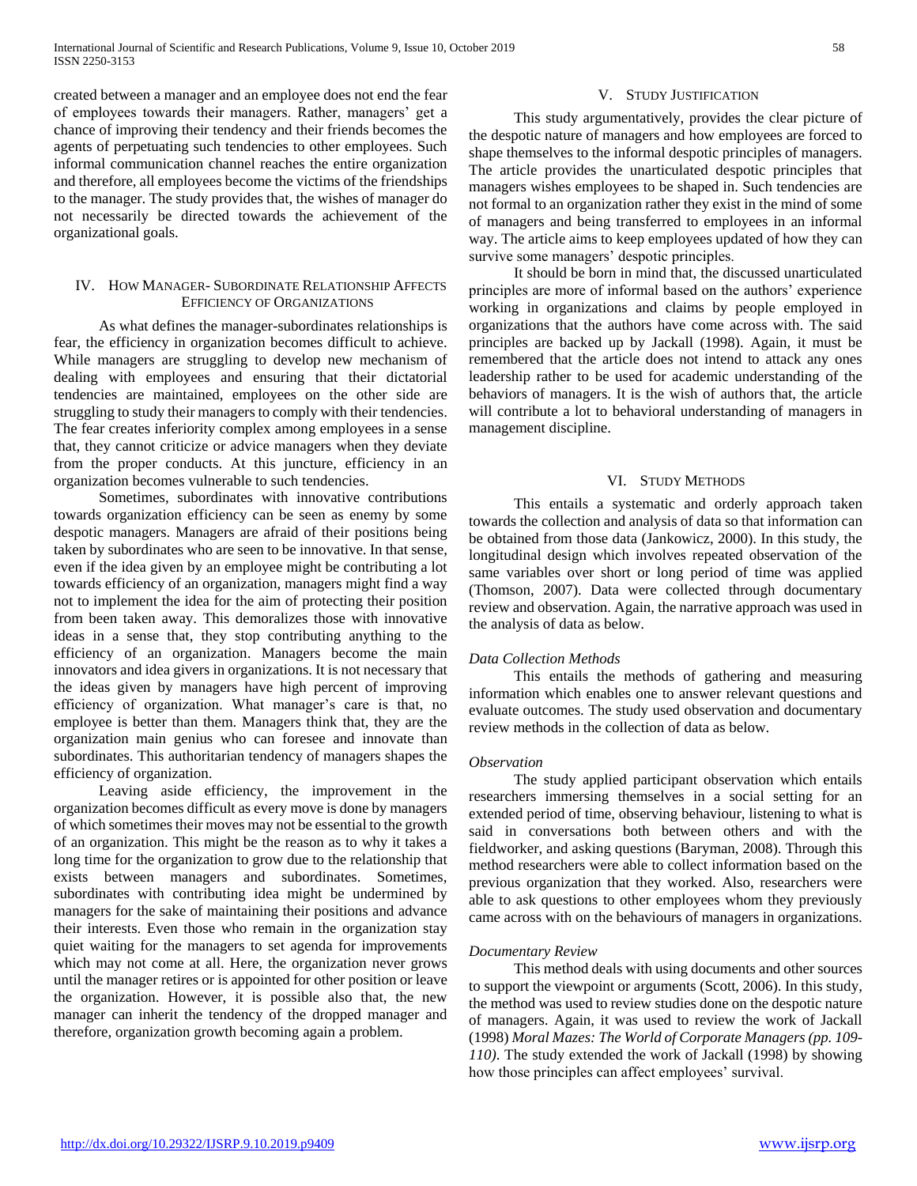created between a manager and an employee does not end the fear of employees towards their managers. Rather, managers' get a chance of improving their tendency and their friends becomes the agents of perpetuating such tendencies to other employees. Such informal communication channel reaches the entire organization and therefore, all employees become the victims of the friendships to the manager. The study provides that, the wishes of manager do not necessarily be directed towards the achievement of the organizational goals.

## IV. How Manager- Subordinate Relationship Affects Efficiency of Organizations

As what defines the manager-subordinates relationships is fear, the efficiency in organization becomes difficult to achieve. While managers are struggling to develop new mechanism of dealing with employees and ensuring that their dictatorial tendencies are maintained, employees on the other side are struggling to study their managers to comply with their tendencies. The fear creates inferiority complex among employees in a sense that, they cannot criticize or advice managers when they deviate from the proper conducts. At this juncture, efficiency in an organization becomes vulnerable to such tendencies.

Sometimes, subordinates with innovative contributions towards organization efficiency can be seen as enemy by some despotic managers. Managers are afraid of their positions being taken by subordinates who are seen to be innovative. In that sense, even if the idea given by an employee might be contributing a lot towards efficiency of an organization, managers might find a way not to implement the idea for the aim of protecting their position from been taken away. This demoralizes those with innovative ideas in a sense that, they stop contributing anything to the efficiency of an organization. Managers become the main innovators and idea givers in organizations. It is not necessary that the ideas given by managers have high percent of improving efficiency of organization. What manager's care is that, no employee is better than them. Managers think that, they are the organization main genius who can foresee and innovate than subordinates. This authoritarian tendency of managers shapes the efficiency of organization.

Leaving aside efficiency, the improvement in the organization becomes difficult as every move is done by managers of which sometimes their moves may not be essential to the growth of an organization. This might be the reason as to why it takes a long time for the organization to grow due to the relationship that exists between managers and subordinates. Sometimes, subordinates with contributing idea might be undermined by managers for the sake of maintaining their positions and advance their interests. Even those who remain in the organization stay quiet waiting for the managers to set agenda for improvements which may not come at all. Here, the organization never grows until the manager retires or is appointed for other position or leave the organization. However, it is possible also that, the new manager can inherit the tendency of the dropped manager and therefore, organization growth becoming again a problem.

## V. Study Justification

This study argumentatively, provides the clear picture of the despotic nature of managers and how employees are forced to shape themselves to the informal despotic principles of managers. The article provides the unarticulated despotic principles that managers wishes employees to be shaped in. Such tendencies are not formal to an organization rather they exist in the mind of some of managers and being transferred to employees in an informal way. The article aims to keep employees updated of how they can survive some managers' despotic principles.

It should be born in mind that, the discussed unarticulated principles are more of informal based on the authors' experience working in organizations and claims by people employed in organizations that the authors have come across with. The said principles are backed up by Jackall (1998). Again, it must be remembered that the article does not intend to attack any ones leadership rather to be used for academic understanding of the behaviors of managers. It is the wish of authors that, the article will contribute a lot to behavioral understanding of managers in management discipline.

## VI. Study Methods

This entails a systematic and orderly approach taken towards the collection and analysis of data so that information can be obtained from those data (Jankowicz, 2000). In this study, the longitudinal design which involves repeated observation of the same variables over short or long period of time was applied (Thomson, 2007). Data were collected through documentary review and observation. Again, the narrative approach was used in the analysis of data as below.

### *Data Collection Methods*

This entails the methods of gathering and measuring information which enables one to answer relevant questions and evaluate outcomes. The study used observation and documentary review methods in the collection of data as below.

### *Observation*

The study applied participant observation which entails researchers immersing themselves in a social setting for an extended period of time, observing behaviour, listening to what is said in conversations both between others and with the fieldworker, and asking questions (Baryman, 2008). Through this method researchers were able to collect information based on the previous organization that they worked. Also, researchers were able to ask questions to other employees whom they previously came across with on the behaviours of managers in organizations.

### *Documentary Review*

This method deals with using documents and other sources to support the viewpoint or arguments (Scott, 2006). In this study, the method was used to review studies done on the despotic nature of managers. Again, it was used to review the work of Jackall (1998) *Moral Mazes: The World of Corporate Managers (pp. 109-110)*. The study extended the work of Jackall (1998) by showing how those principles can affect employees' survival.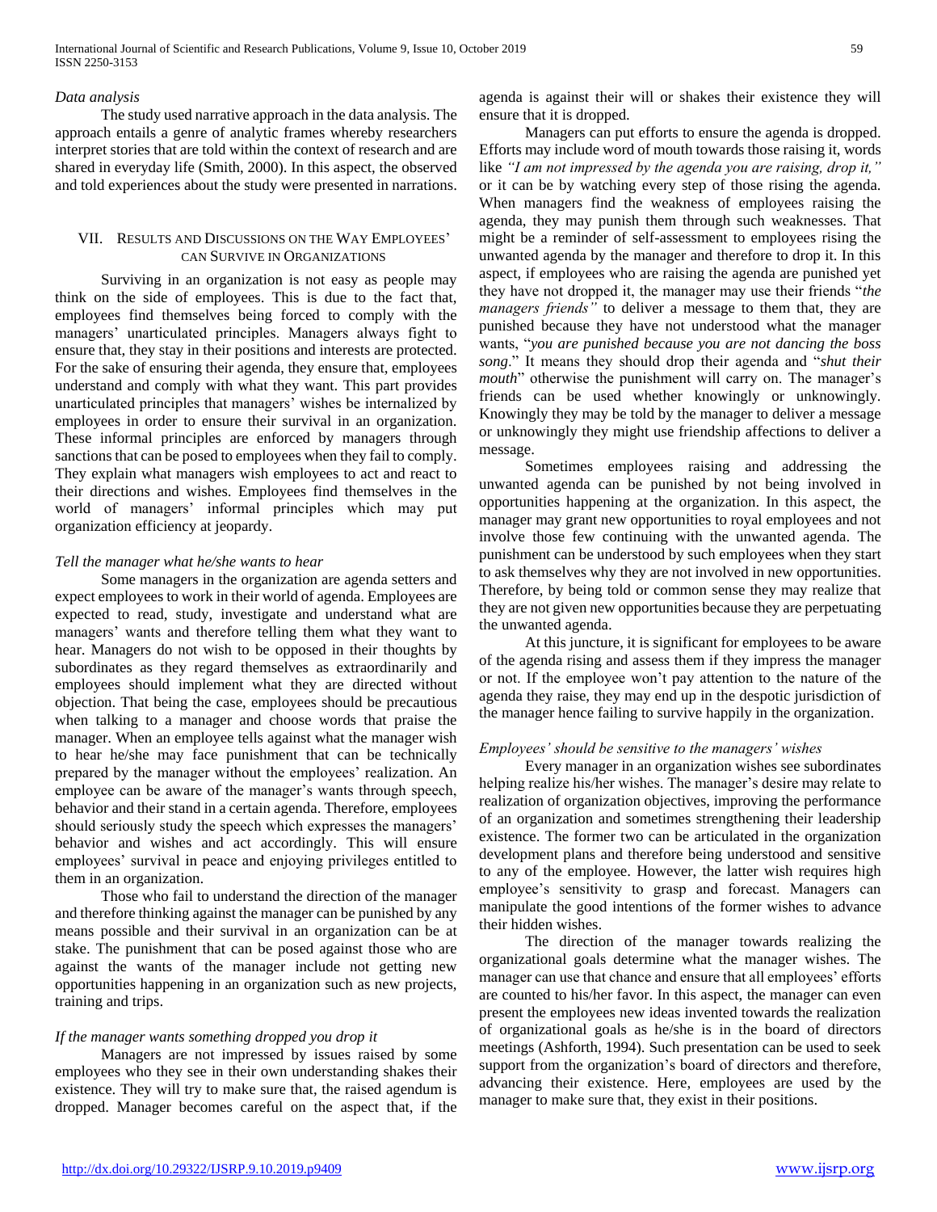*Data analysis*

The study used narrative approach in the data analysis. The approach entails a genre of analytic frames whereby researchers interpret stories that are told within the context of research and are shared in everyday life (Smith, 2000). In this aspect, the observed and told experiences about the study were presented in narrations.

## VII. Results and Discussions on the Way Employees' Can Survive in Organizations

Surviving in an organization is not easy as people may think on the side of employees. This is due to the fact that, employees find themselves being forced to comply with the managers' unarticulated principles. Managers always fight to ensure that, they stay in their positions and interests are protected. For the sake of ensuring their agenda, they ensure that, employees understand and comply with what they want. This part provides unarticulated principles that managers' wishes be internalized by employees in order to ensure their survival in an organization. These informal principles are enforced by managers through sanctions that can be posed to employees when they fail to comply. They explain what managers wish employees to act and react to their directions and wishes. Employees find themselves in the world of managers' informal principles which may put organization efficiency at jeopardy.

*Tell the manager what he/she wants to hear*

Some managers in the organization are agenda setters and expect employees to work in their world of agenda. Employees are expected to read, study, investigate and understand what are managers' wants and therefore telling them what they want to hear. Managers do not wish to be opposed in their thoughts by subordinates as they regard themselves as extraordinarily and employees should implement what they are directed without objection. That being the case, employees should be precautious when talking to a manager and choose words that praise the manager. When an employee tells against what the manager wish to hear he/she may face punishment that can be technically prepared by the manager without the employees' realization. An employee can be aware of the manager's wants through speech, behavior and their stand in a certain agenda. Therefore, employees should seriously study the speech which expresses the managers' behavior and wishes and act accordingly. This will ensure employees' survival in peace and enjoying privileges entitled to them in an organization.

Those who fail to understand the direction of the manager and therefore thinking against the manager can be punished by any means possible and their survival in an organization can be at stake. The punishment that can be posed against those who are against the wants of the manager include not getting new opportunities happening in an organization such as new projects, training and trips.

*If the manager wants something dropped you drop it*

Managers are not impressed by issues raised by some employees who they see in their own understanding shakes their existence. They will try to make sure that, the raised agendum is dropped. Manager becomes careful on the aspect that, if the agenda is against their will or shakes their existence they will ensure that it is dropped.

Managers can put efforts to ensure the agenda is dropped. Efforts may include word of mouth towards those raising it, words like *"I am not impressed by the agenda you are raising, drop it,"* or it can be by watching every step of those rising the agenda. When managers find the weakness of employees raising the agenda, they may punish them through such weaknesses. That might be a reminder of self-assessment to employees rising the unwanted agenda by the manager and therefore to drop it. In this aspect, if employees who are raising the agenda are punished yet they have not dropped it, the manager may use their friends "*the managers friends"* to deliver a message to them that, they are punished because they have not understood what the manager wants, "*you are punished because you are not dancing the boss song*." It means they should drop their agenda and "*shut their mouth*" otherwise the punishment will carry on. The manager's friends can be used whether knowingly or unknowingly. Knowingly they may be told by the manager to deliver a message or unknowingly they might use friendship affections to deliver a message.

Sometimes employees raising and addressing the unwanted agenda can be punished by not being involved in opportunities happening at the organization. In this aspect, the manager may grant new opportunities to royal employees and not involve those few continuing with the unwanted agenda. The punishment can be understood by such employees when they start to ask themselves why they are not involved in new opportunities. Therefore, by being told or common sense they may realize that they are not given new opportunities because they are perpetuating the unwanted agenda.

At this juncture, it is significant for employees to be aware of the agenda rising and assess them if they impress the manager or not. If the employee won't pay attention to the nature of the agenda they raise, they may end up in the despotic jurisdiction of the manager hence failing to survive happily in the organization.

*Employees' should be sensitive to the managers' wishes*

Every manager in an organization wishes see subordinates helping realize his/her wishes. The manager's desire may relate to realization of organization objectives, improving the performance of an organization and sometimes strengthening their leadership existence. The former two can be articulated in the organization development plans and therefore being understood and sensitive to any of the employee. However, the latter wish requires high employee's sensitivity to grasp and forecast. Managers can manipulate the good intentions of the former wishes to advance their hidden wishes.

The direction of the manager towards realizing the organizational goals determine what the manager wishes. The manager can use that chance and ensure that all employees' efforts are counted to his/her favor. In this aspect, the manager can even present the employees new ideas invented towards the realization of organizational goals as he/she is in the board of directors meetings (Ashforth, 1994). Such presentation can be used to seek support from the organization's board of directors and therefore, advancing their existence. Here, employees are used by the manager to make sure that, they exist in their positions.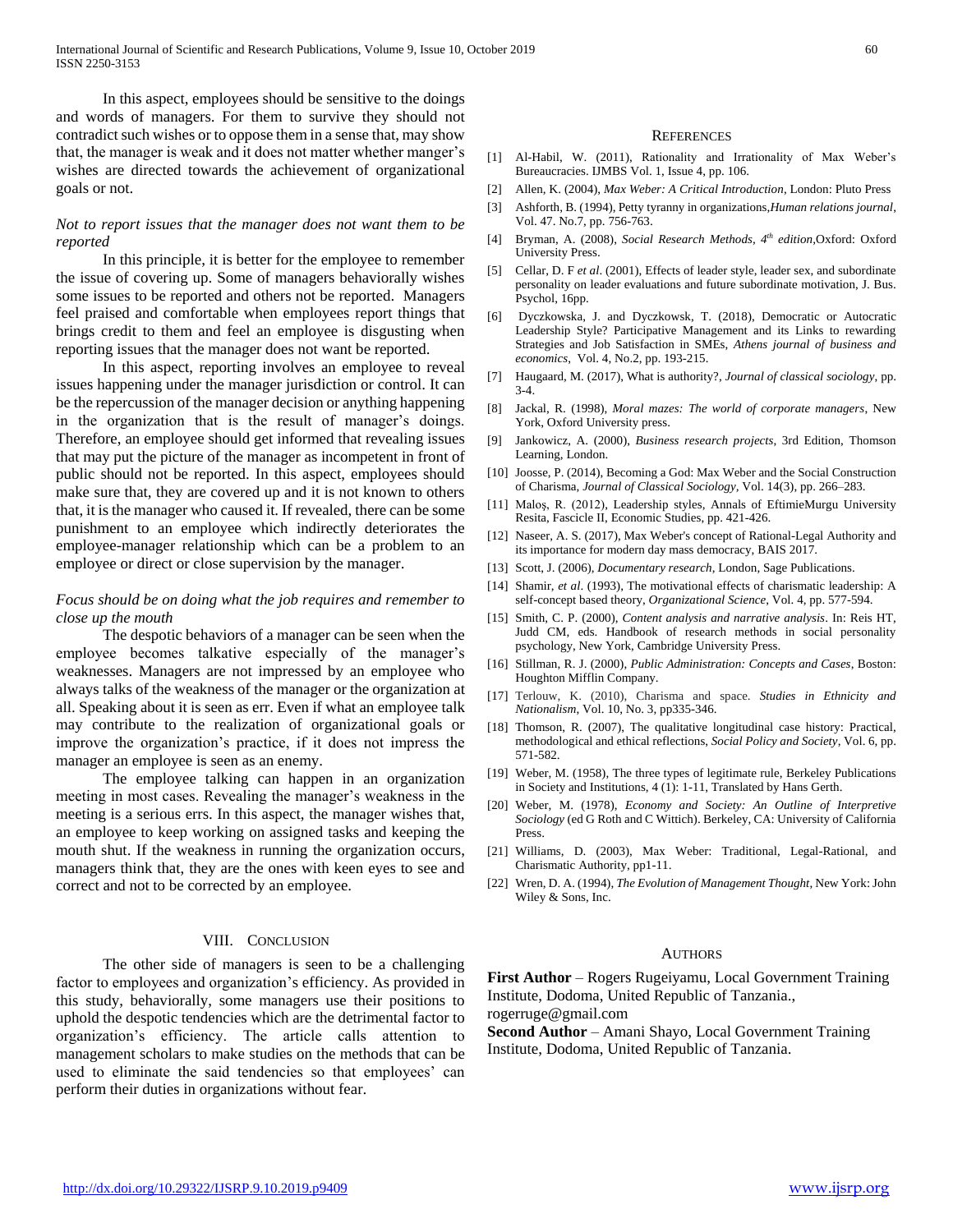In this aspect, employees should be sensitive to the doings and words of managers. For them to survive they should not contradict such wishes or to oppose them in a sense that, may show that, the manager is weak and it does not matter whether manger's wishes are directed towards the achievement of organizational goals or not.

*Not to report issues that the manager does not want them to be reported*

In this principle, it is better for the employee to remember the issue of covering up. Some of managers behaviorally wishes some issues to be reported and others not be reported. Managers feel praised and comfortable when employees report things that brings credit to them and feel an employee is disgusting when reporting issues that the manager does not want be reported.

In this aspect, reporting involves an employee to reveal issues happening under the manager jurisdiction or control. It can be the repercussion of the manager decision or anything happening in the organization that is the result of manager's doings. Therefore, an employee should get informed that revealing issues that may put the picture of the manager as incompetent in front of public should not be reported. In this aspect, employees should make sure that, they are covered up and it is not known to others that, it is the manager who caused it. If revealed, there can be some punishment to an employee which indirectly deteriorates the employee-manager relationship which can be a problem to an employee or direct or close supervision by the manager.

*Focus should be on doing what the job requires and remember to close up the mouth*

The despotic behaviors of a manager can be seen when the employee becomes talkative especially of the manager's weaknesses. Managers are not impressed by an employee who always talks of the weakness of the manager or the organization at all. Speaking about it is seen as err. Even if what an employee talk may contribute to the realization of organizational goals or improve the organization's practice, if it does not impress the manager an employee is seen as an enemy.

The employee talking can happen in an organization meeting in most cases. Revealing the manager's weakness in the meeting is a serious errs. In this aspect, the manager wishes that, an employee to keep working on assigned tasks and keeping the mouth shut. If the weakness in running the organization occurs, managers think that, they are the ones with keen eyes to see and correct and not to be corrected by an employee.

## VIII. Conclusion

The other side of managers is seen to be a challenging factor to employees and organization's efficiency. As provided in this study, behaviorally, some managers use their positions to uphold the despotic tendencies which are the detrimental factor to organization's efficiency. The article calls attention to management scholars to make studies on the methods that can be used to eliminate the said tendencies so that employees' can perform their duties in organizations without fear.

## References

[1] Al-Habil, W. (2011), Rationality and Irrationality of Max Weber's Bureaucracies. IJMBS Vol. 1, Issue 4, pp. 106.

[2] Allen, K. (2004), *Max Weber: A Critical Introduction*, London: Pluto Press

[3] Ashforth, B. (1994), Petty tyranny in organizations,*Human relations journal*, Vol. 47. No.7, pp. 756-763.

[4] Bryman, A. (2008), *Social Research Methods, 4th edition*,Oxford: Oxford University Press.

[5] Cellar, D. F *et al*. (2001), Effects of leader style, leader sex, and subordinate personality on leader evaluations and future subordinate motivation, J. Bus. Psychol, 16pp.

[6] Dyczkowska, J. and Dyczkowsk, T. (2018), Democratic or Autocratic Leadership Style? Participative Management and its Links to rewarding Strategies and Job Satisfaction in SMEs, *Athens journal of business and economics*, Vol. 4, No.2, pp. 193-215.

[7] Haugaard, M. (2017), What is authority?, *Journal of classical sociology*, pp. 3-4.

[8] Jackal, R. (1998), *Moral mazes: The world of corporate managers*, New York, Oxford University press.

[9] Jankowicz, A. (2000), *Business research projects*, 3rd Edition, Thomson Learning, London.

[10] Joosse, P. (2014), Becoming a God: Max Weber and the Social Construction of Charisma, *Journal of Classical Sociology*, Vol. 14(3), pp. 266–283.

[11] Maloş, R. (2012), Leadership styles, Annals of EftimieMurgu University Resita, Fascicle II, Economic Studies, pp. 421-426.

[12] Naseer, A. S. (2017), Max Weber's concept of Rational-Legal Authority and its importance for modern day mass democracy, BAIS 2017.

[13] Scott, J. (2006), *Documentary research*, London, Sage Publications.

[14] Shamir, *et al*. (1993), The motivational effects of charismatic leadership: A self-concept based theory, *Organizational Science*, Vol. 4, pp. 577-594.

[15] Smith, C. P. (2000), *Content analysis and narrative analysis*. In: Reis HT, Judd CM, eds. Handbook of research methods in social personality psychology, New York, Cambridge University Press.

[16] Stillman, R. J. (2000), *Public Administration: Concepts and Cases*, Boston: Houghton Mifflin Company.

[17] Terlouw, K. (2010), Charisma and space. *Studies in Ethnicity and Nationalism*, Vol. 10, No. 3, pp335-346.

[18] Thomson, R. (2007), The qualitative longitudinal case history: Practical, methodological and ethical reflections, *Social Policy and Society*, Vol. 6, pp. 571-582.

[19] Weber, M. (1958), The three types of legitimate rule, Berkeley Publications in Society and Institutions, 4 (1): 1-11, Translated by Hans Gerth.

[20] Weber, M. (1978), *Economy and Society: An Outline of Interpretive Sociology* (ed G Roth and C Wittich). Berkeley, CA: University of California Press.

[21] Williams, D. (2003), Max Weber: Traditional, Legal-Rational, and Charismatic Authority, pp1-11.

[22] Wren, D. A. (1994), *The Evolution of Management Thought*, New York: John Wiley & Sons, Inc.

## Authors

**First Author** – Rogers Rugeiyamu, Local Government Training Institute, Dodoma, United Republic of Tanzania., rogerruge@gmail.com

**Second Author** – Amani Shayo, Local Government Training Institute, Dodoma, United Republic of Tanzania.